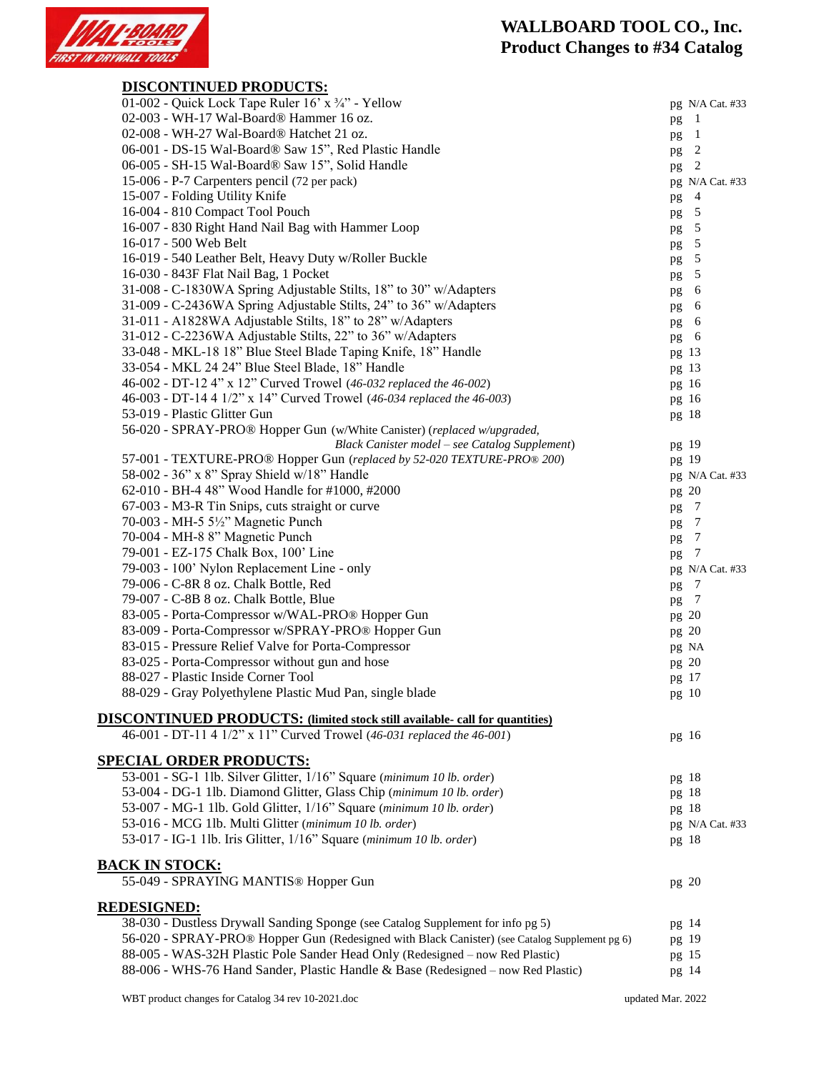# WALLBOARD TOOL CO., Inc.
## Product Changes to #34 Catalog

### DISCONTINUED PRODUCTS:

| Product | Page |
|---|---|
| 01-002 - Quick Lock Tape Ruler 16' x ¾" - Yellow | pg N/A Cat. #33 |
| 02-003 - WH-17 Wal-Board® Hammer 16 oz. | pg 1 |
| 02-008 - WH-27 Wal-Board® Hatchet 21 oz. | pg 1 |
| 06-001 - DS-15 Wal-Board® Saw 15", Red Plastic Handle | pg 2 |
| 06-005 - SH-15 Wal-Board® Saw 15", Solid Handle | pg 2 |
| 15-006 - P-7 Carpenters pencil (72 per pack) | pg N/A Cat. #33 |
| 15-007 - Folding Utility Knife | pg 4 |
| 16-004 - 810 Compact Tool Pouch | pg 5 |
| 16-007 - 830 Right Hand Nail Bag with Hammer Loop | pg 5 |
| 16-017 - 500 Web Belt | pg 5 |
| 16-019 - 540 Leather Belt, Heavy Duty w/Roller Buckle | pg 5 |
| 16-030 - 843F Flat Nail Bag, 1 Pocket | pg 5 |
| 31-008 - C-1830WA Spring Adjustable Stilts, 18" to 30" w/Adapters | pg 6 |
| 31-009 - C-2436WA Spring Adjustable Stilts, 24" to 36" w/Adapters | pg 6 |
| 31-011 - A1828WA Adjustable Stilts, 18" to 28" w/Adapters | pg 6 |
| 31-012 - C-2236WA Adjustable Stilts, 22" to 36" w/Adapters | pg 6 |
| 33-048 - MKL-18 18" Blue Steel Blade Taping Knife, 18" Handle | pg 13 |
| 33-054 - MKL 24 24" Blue Steel Blade, 18" Handle | pg 13 |
| 46-002 - DT-12 4" x 12" Curved Trowel (*46-032 replaced the 46-002*) | pg 16 |
| 46-003 - DT-14 4 1/2" x 14" Curved Trowel (*46-034 replaced the 46-003*) | pg 16 |
| 53-019 - Plastic Glitter Gun | pg 18 |
| 56-020 - SPRAY-PRO® Hopper Gun (w/White Canister) (*replaced w/upgraded, Black Canister model – see Catalog Supplement*) | pg 19 |
| 57-001 - TEXTURE-PRO® Hopper Gun (*replaced by 52-020 TEXTURE-PRO® 200*) | pg 19 |
| 58-002 - 36" x 8" Spray Shield w/18" Handle | pg N/A Cat. #33 |
| 62-010 - BH-4 48" Wood Handle for #1000, #2000 | pg 20 |
| 67-003 - M3-R Tin Snips, cuts straight or curve | pg 7 |
| 70-003 - MH-5 5½" Magnetic Punch | pg 7 |
| 70-004 - MH-8 8" Magnetic Punch | pg 7 |
| 79-001 - EZ-175 Chalk Box, 100' Line | pg 7 |
| 79-003 - 100' Nylon Replacement Line - only | pg N/A Cat. #33 |
| 79-006 - C-8R 8 oz. Chalk Bottle, Red | pg 7 |
| 79-007 - C-8B 8 oz. Chalk Bottle, Blue | pg 7 |
| 83-005 - Porta-Compressor w/WAL-PRO® Hopper Gun | pg 20 |
| 83-009 - Porta-Compressor w/SPRAY-PRO® Hopper Gun | pg 20 |
| 83-015 - Pressure Relief Valve for Porta-Compressor | pg NA |
| 83-025 - Porta-Compressor without gun and hose | pg 20 |
| 88-027 - Plastic Inside Corner Tool | pg 17 |
| 88-029 - Gray Polyethylene Plastic Mud Pan, single blade | pg 10 |

### DISCONTINUED PRODUCTS: (limited stock still available- call for quantities)

| Product | Page |
|---|---|
| 46-001 - DT-11 4 1/2" x 11" Curved Trowel (*46-031 replaced the 46-001*) | pg 16 |

### SPECIAL ORDER PRODUCTS:

| Product | Page |
|---|---|
| 53-001 - SG-1 1lb. Silver Glitter, 1/16" Square (*minimum 10 lb. order*) | pg 18 |
| 53-004 - DG-1 1lb. Diamond Glitter, Glass Chip (*minimum 10 lb. order*) | pg 18 |
| 53-007 - MG-1 1lb. Gold Glitter, 1/16" Square (*minimum 10 lb. order*) | pg 18 |
| 53-016 - MCG 1lb. Multi Glitter (*minimum 10 lb. order*) | pg N/A Cat. #33 |
| 53-017 - IG-1 1lb. Iris Glitter, 1/16" Square (*minimum 10 lb. order*) | pg 18 |

### BACK IN STOCK:

| Product | Page |
|---|---|
| 55-049 - SPRAYING MANTIS® Hopper Gun | pg 20 |

### REDESIGNED:

| Product | Page |
|---|---|
| 38-030 - Dustless Drywall Sanding Sponge (see Catalog Supplement for info pg 5) | pg 14 |
| 56-020 - SPRAY-PRO® Hopper Gun (Redesigned with Black Canister) (see Catalog Supplement pg 6) | pg 19 |
| 88-005 - WAS-32H Plastic Pole Sander Head Only (Redesigned – now Red Plastic) | pg 15 |
| 88-006 - WHS-76 Hand Sander, Plastic Handle & Base (Redesigned – now Red Plastic) | pg 14 |

WBT product changes for Catalog 34 rev 10-2021.doc — updated Mar. 2022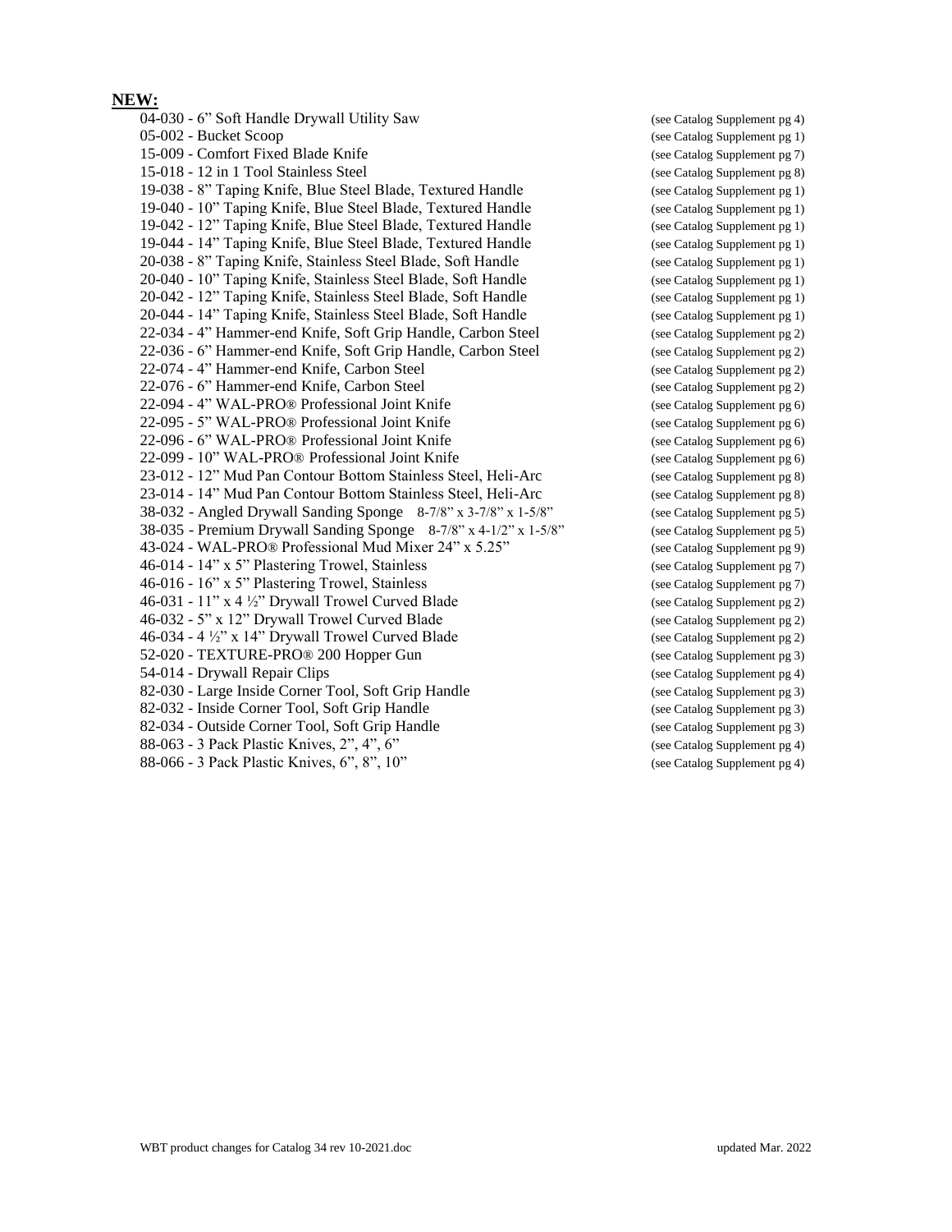**NEW:**

04-030 - 6” Soft Handle Drywall Utility Saw (see Catalog Supplement pg 4)
05-002 - Bucket Scoop (see Catalog Supplement pg 1)
15-009 - Comfort Fixed Blade Knife (see Catalog Supplement pg 7)
15-018 - 12 in 1 Tool Stainless Steel (see Catalog Supplement pg 8)
19-038 - 8” Taping Knife, Blue Steel Blade, Textured Handle (see Catalog Supplement pg 1)
19-040 - 10” Taping Knife, Blue Steel Blade, Textured Handle (see Catalog Supplement pg 1)
19-042 - 12” Taping Knife, Blue Steel Blade, Textured Handle (see Catalog Supplement pg 1)
19-044 - 14” Taping Knife, Blue Steel Blade, Textured Handle (see Catalog Supplement pg 1)
20-038 - 8” Taping Knife, Stainless Steel Blade, Soft Handle (see Catalog Supplement pg 1)
20-040 - 10” Taping Knife, Stainless Steel Blade, Soft Handle (see Catalog Supplement pg 1)
20-042 - 12” Taping Knife, Stainless Steel Blade, Soft Handle (see Catalog Supplement pg 1)
20-044 - 14” Taping Knife, Stainless Steel Blade, Soft Handle (see Catalog Supplement pg 1)
22-034 - 4” Hammer-end Knife, Soft Grip Handle, Carbon Steel (see Catalog Supplement pg 2)
22-036 - 6” Hammer-end Knife, Soft Grip Handle, Carbon Steel (see Catalog Supplement pg 2)
22-074 - 4” Hammer-end Knife, Carbon Steel (see Catalog Supplement pg 2)
22-076 - 6” Hammer-end Knife, Carbon Steel (see Catalog Supplement pg 2)
22-094 - 4” WAL-PRO® Professional Joint Knife (see Catalog Supplement pg 6)
22-095 - 5” WAL-PRO® Professional Joint Knife (see Catalog Supplement pg 6)
22-096 - 6” WAL-PRO® Professional Joint Knife (see Catalog Supplement pg 6)
22-099 - 10” WAL-PRO® Professional Joint Knife (see Catalog Supplement pg 6)
23-012 - 12” Mud Pan Contour Bottom Stainless Steel, Heli-Arc (see Catalog Supplement pg 8)
23-014 - 14” Mud Pan Contour Bottom Stainless Steel, Heli-Arc (see Catalog Supplement pg 8)
38-032 - Angled Drywall Sanding Sponge 8-7/8” x 3-7/8” x 1-5/8” (see Catalog Supplement pg 5)
38-035 - Premium Drywall Sanding Sponge 8-7/8” x 4-1/2” x 1-5/8” (see Catalog Supplement pg 5)
43-024 - WAL-PRO® Professional Mud Mixer 24” x 5.25” (see Catalog Supplement pg 9)
46-014 - 14” x 5” Plastering Trowel, Stainless (see Catalog Supplement pg 7)
46-016 - 16” x 5” Plastering Trowel, Stainless (see Catalog Supplement pg 7)
46-031 - 11” x 4 ½” Drywall Trowel Curved Blade (see Catalog Supplement pg 2)
46-032 - 5” x 12” Drywall Trowel Curved Blade (see Catalog Supplement pg 2)
46-034 - 4 ½” x 14” Drywall Trowel Curved Blade (see Catalog Supplement pg 2)
52-020 - TEXTURE-PRO® 200 Hopper Gun (see Catalog Supplement pg 3)
54-014 - Drywall Repair Clips (see Catalog Supplement pg 4)
82-030 - Large Inside Corner Tool, Soft Grip Handle (see Catalog Supplement pg 3)
82-032 - Inside Corner Tool, Soft Grip Handle (see Catalog Supplement pg 3)
82-034 - Outside Corner Tool, Soft Grip Handle (see Catalog Supplement pg 3)
88-063 - 3 Pack Plastic Knives, 2”, 4”, 6” (see Catalog Supplement pg 4)
88-066 - 3 Pack Plastic Knives, 6”, 8”, 10” (see Catalog Supplement pg 4)